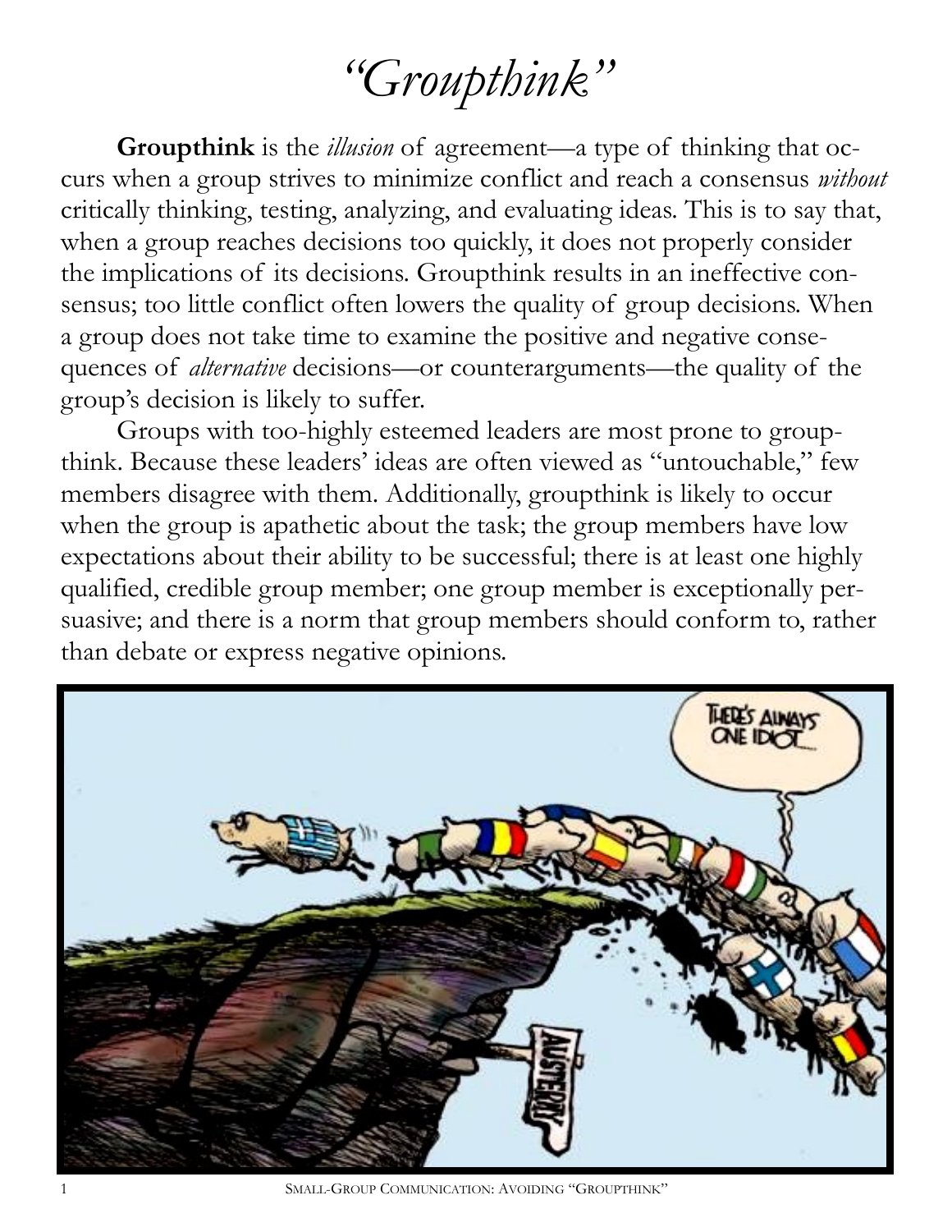# "Groupthink"

**Groupthink** is the *illusion* of agreement—a type of thinking that occurs when a group strives to minimize conflict and reach a consensus *without* critically thinking, testing, analyzing, and evaluating ideas. This is to say that, when a group reaches decisions too quickly, it does not properly consider the implications of its decisions. Groupthink results in an ineffective consensus; too little conflict often lowers the quality of group decisions. When a group does not take time to examine the positive and negative consequences of *alternative* decisions—or counterarguments—the quality of the group's decision is likely to suffer.

Groups with too-highly esteemed leaders are most prone to groupthink. Because these leaders' ideas are often viewed as "untouchable," few members disagree with them. Additionally, groupthink is likely to occur when the group is apathetic about the task; the group members have low expectations about their ability to be successful; there is at least one highly qualified, credible group member; one group member is exceptionally persuasive; and there is a norm that group members should conform to, rather than debate or express negative opinions.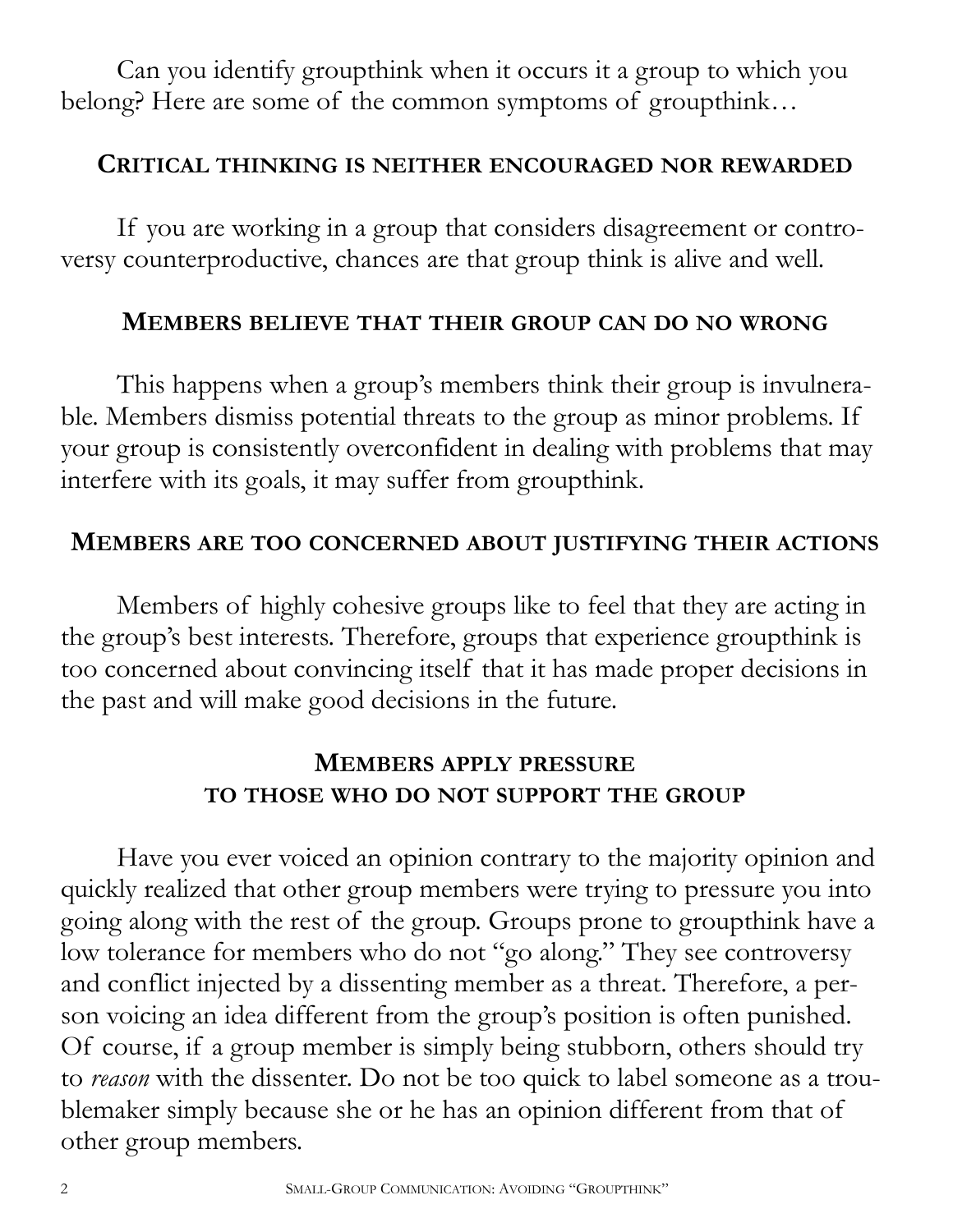Can you identify groupthink when it occurs it a group to which you belong? Here are some of the common symptoms of groupthink…

## Critical thinking is neither encouraged nor rewarded

If you are working in a group that considers disagreement or controversy counterproductive, chances are that group think is alive and well.

## Members believe that their group can do no wrong

This happens when a group's members think their group is invulnerable. Members dismiss potential threats to the group as minor problems. If your group is consistently overconfident in dealing with problems that may interfere with its goals, it may suffer from groupthink.

## Members are too concerned about justifying their actions

Members of highly cohesive groups like to feel that they are acting in the group's best interests. Therefore, groups that experience groupthink is too concerned about convincing itself that it has made proper decisions in the past and will make good decisions in the future.

## Members apply pressure to those who do not support the group

Have you ever voiced an opinion contrary to the majority opinion and quickly realized that other group members were trying to pressure you into going along with the rest of the group. Groups prone to groupthink have a low tolerance for members who do not "go along." They see controversy and conflict injected by a dissenting member as a threat. Therefore, a person voicing an idea different from the group's position is often punished. Of course, if a group member is simply being stubborn, others should try to *reason* with the dissenter. Do not be too quick to label someone as a troublemaker simply because she or he has an opinion different from that of other group members.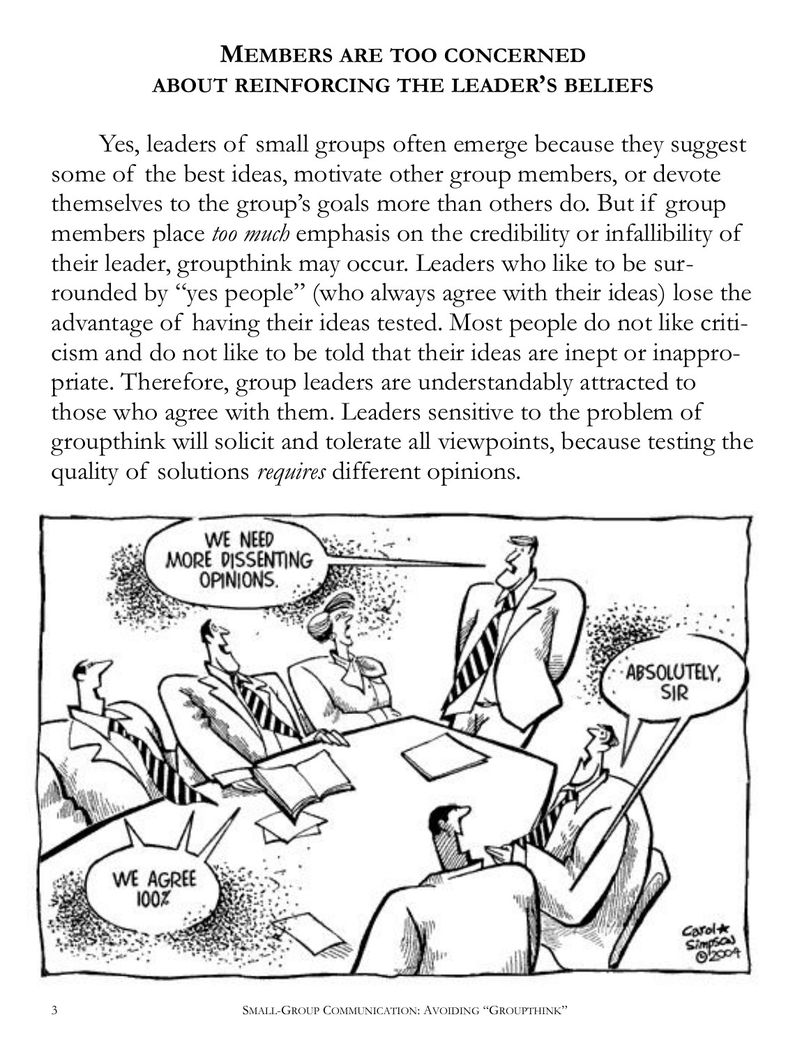## MEMBERS ARE TOO CONCERNED ABOUT REINFORCING THE LEADER'S BELIEFS

Yes, leaders of small groups often emerge because they suggest some of the best ideas, motivate other group members, or devote themselves to the group's goals more than others do. But if group members place *too much* emphasis on the credibility or infallibility of their leader, groupthink may occur. Leaders who like to be surrounded by "yes people" (who always agree with their ideas) lose the advantage of having their ideas tested. Most people do not like criticism and do not like to be told that their ideas are inept or inappropriate. Therefore, group leaders are understandably attracted to those who agree with them. Leaders sensitive to the problem of groupthink will solicit and tolerate all viewpoints, because testing the quality of solutions *requires* different opinions.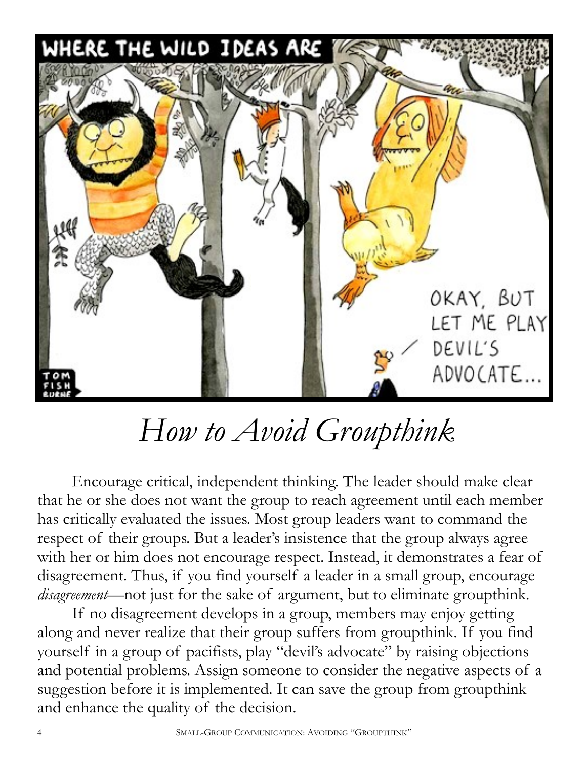# *How to Avoid Groupthink*

Encourage critical, independent thinking. The leader should make clear that he or she does not want the group to reach agreement until each member has critically evaluated the issues. Most group leaders want to command the respect of their groups. But a leader's insistence that the group always agree with her or him does not encourage respect. Instead, it demonstrates a fear of disagreement. Thus, if you find yourself a leader in a small group, encourage *disagreement*—not just for the sake of argument, but to eliminate groupthink.

If no disagreement develops in a group, members may enjoy getting along and never realize that their group suffers from groupthink. If you find yourself in a group of pacifists, play "devil's advocate" by raising objections and potential problems. Assign someone to consider the negative aspects of a suggestion before it is implemented. It can save the group from groupthink and enhance the quality of the decision.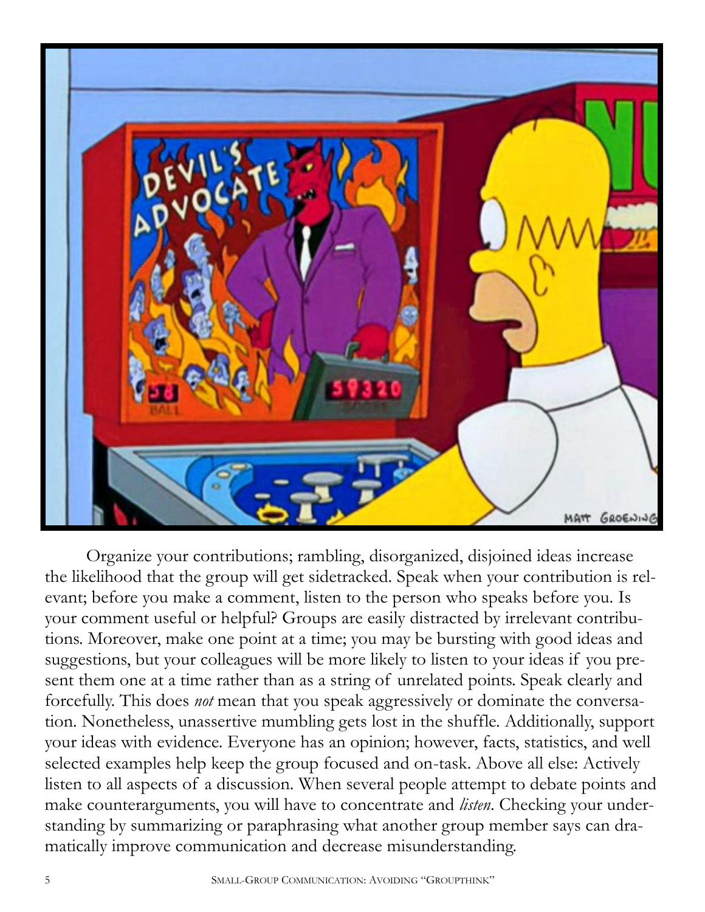Organize your contributions; rambling, disorganized, disjoined ideas increase the likelihood that the group will get sidetracked. Speak when your contribution is relevant; before you make a comment, listen to the person who speaks before you. Is your comment useful or helpful? Groups are easily distracted by irrelevant contributions. Moreover, make one point at a time; you may be bursting with good ideas and suggestions, but your colleagues will be more likely to listen to your ideas if you present them one at a time rather than as a string of unrelated points. Speak clearly and forcefully. This does *not* mean that you speak aggressively or dominate the conversation. Nonetheless, unassertive mumbling gets lost in the shuffle. Additionally, support your ideas with evidence. Everyone has an opinion; however, facts, statistics, and well selected examples help keep the group focused and on-task. Above all else: Actively listen to all aspects of a discussion. When several people attempt to debate points and make counterarguments, you will have to concentrate and *listen*. Checking your understanding by summarizing or paraphrasing what another group member says can dramatically improve communication and decrease misunderstanding.